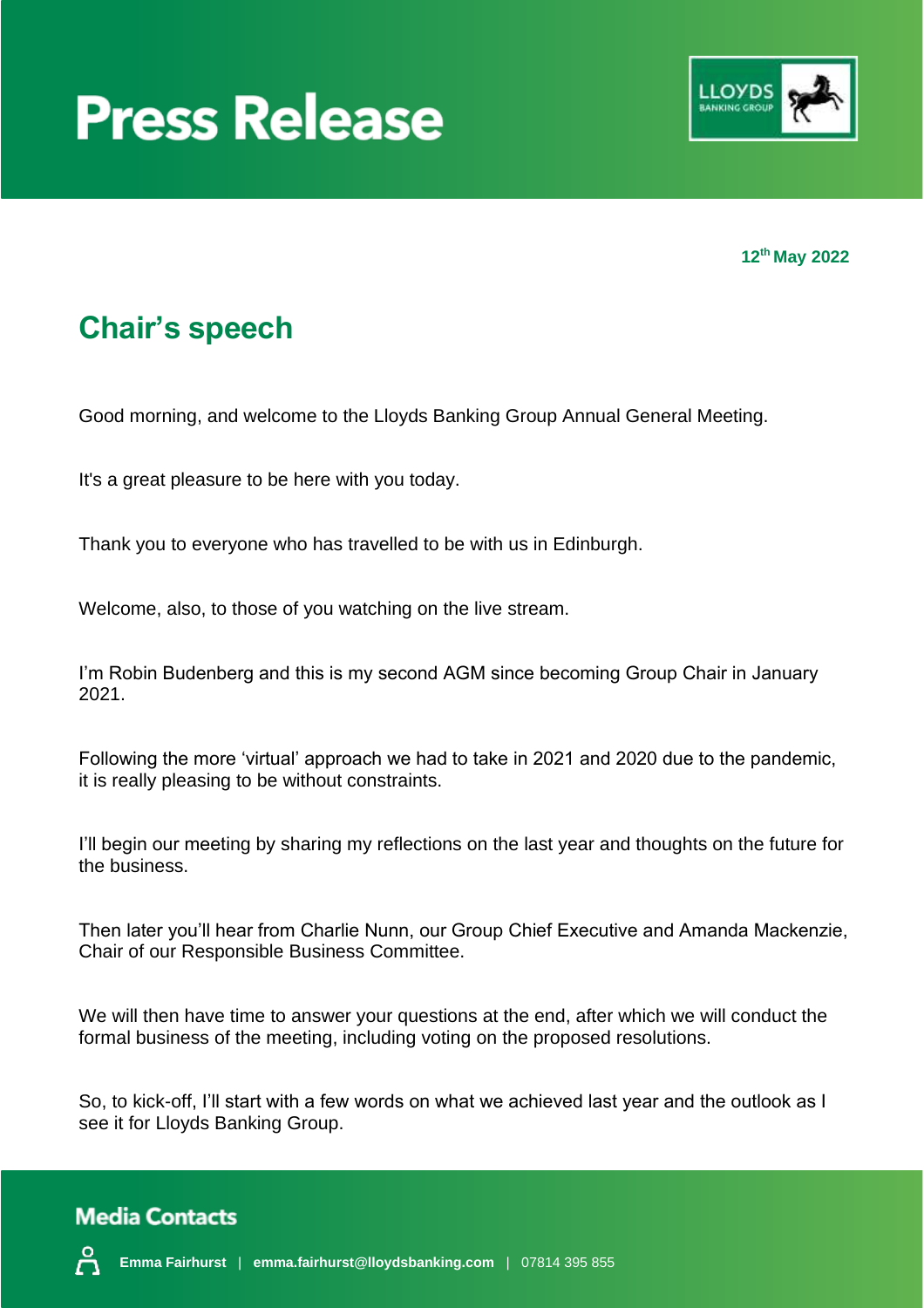# Press Release

12th May 2022

## Chair's speech

Good morning, and welcome to the Lloyds Banking Group Annual General Meeting.

It's a great pleasure to be here with you today.

Thank you to everyone who has travelled to be with us in Edinburgh.

Welcome, also, to those of you watching on the live stream.

I'm Robin Budenberg and this is my second AGM since becoming Group Chair in January 2021.

Following the more 'virtual' approach we had to take in 2021 and 2020 due to the pandemic, it is really pleasing to be without constraints.

I'll begin our meeting by sharing my reflections on the last year and thoughts on the future for the business.

Then later you'll hear from Charlie Nunn, our Group Chief Executive and Amanda Mackenzie, Chair of our Responsible Business Committee.

We will then have time to answer your questions at the end, after which we will conduct the formal business of the meeting, including voting on the proposed resolutions.

So, to kick-off, I'll start with a few words on what we achieved last year and the outlook as I see it for Lloyds Banking Group.

### Media Contacts

**Emma Fairhurst** | **emma.fairhurst@lloydsbanking.com** | 07814 395 855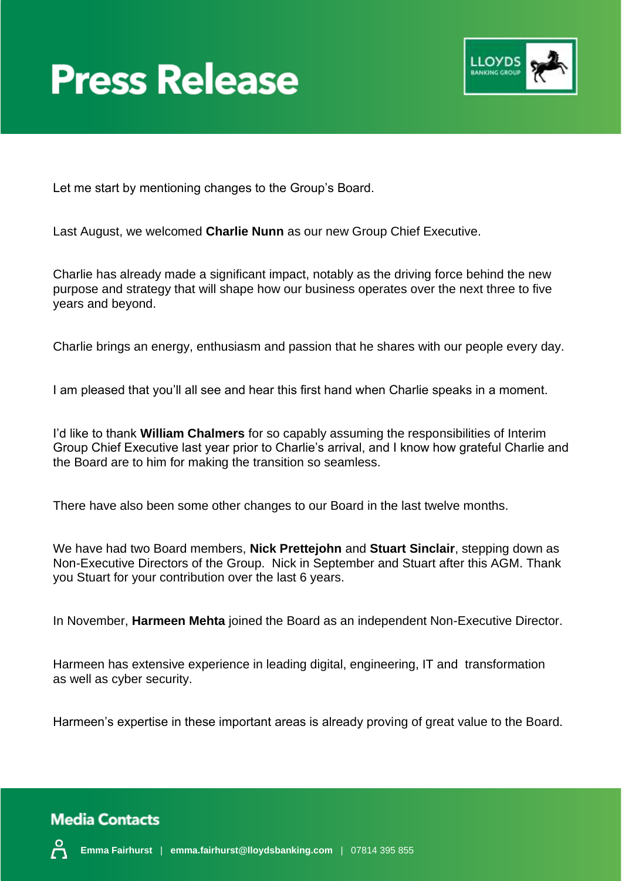# Press Release

Let me start by mentioning changes to the Group's Board.

Last August, we welcomed **Charlie Nunn** as our new Group Chief Executive.

Charlie has already made a significant impact, notably as the driving force behind the new purpose and strategy that will shape how our business operates over the next three to five years and beyond.

Charlie brings an energy, enthusiasm and passion that he shares with our people every day.

I am pleased that you'll all see and hear this first hand when Charlie speaks in a moment.

I'd like to thank **William Chalmers** for so capably assuming the responsibilities of Interim Group Chief Executive last year prior to Charlie's arrival, and I know how grateful Charlie and the Board are to him for making the transition so seamless.

There have also been some other changes to our Board in the last twelve months.

We have had two Board members, **Nick Prettejohn** and **Stuart Sinclair**, stepping down as Non-Executive Directors of the Group. Nick in September and Stuart after this AGM. Thank you Stuart for your contribution over the last 6 years.

In November, **Harmeen Mehta** joined the Board as an independent Non-Executive Director.

Harmeen has extensive experience in leading digital, engineering, IT and transformation as well as cyber security.

Harmeen's expertise in these important areas is already proving of great value to the Board.

## Media Contacts

**Emma Fairhurst** | **emma.fairhurst@lloydsbanking.com** | 07814 395 855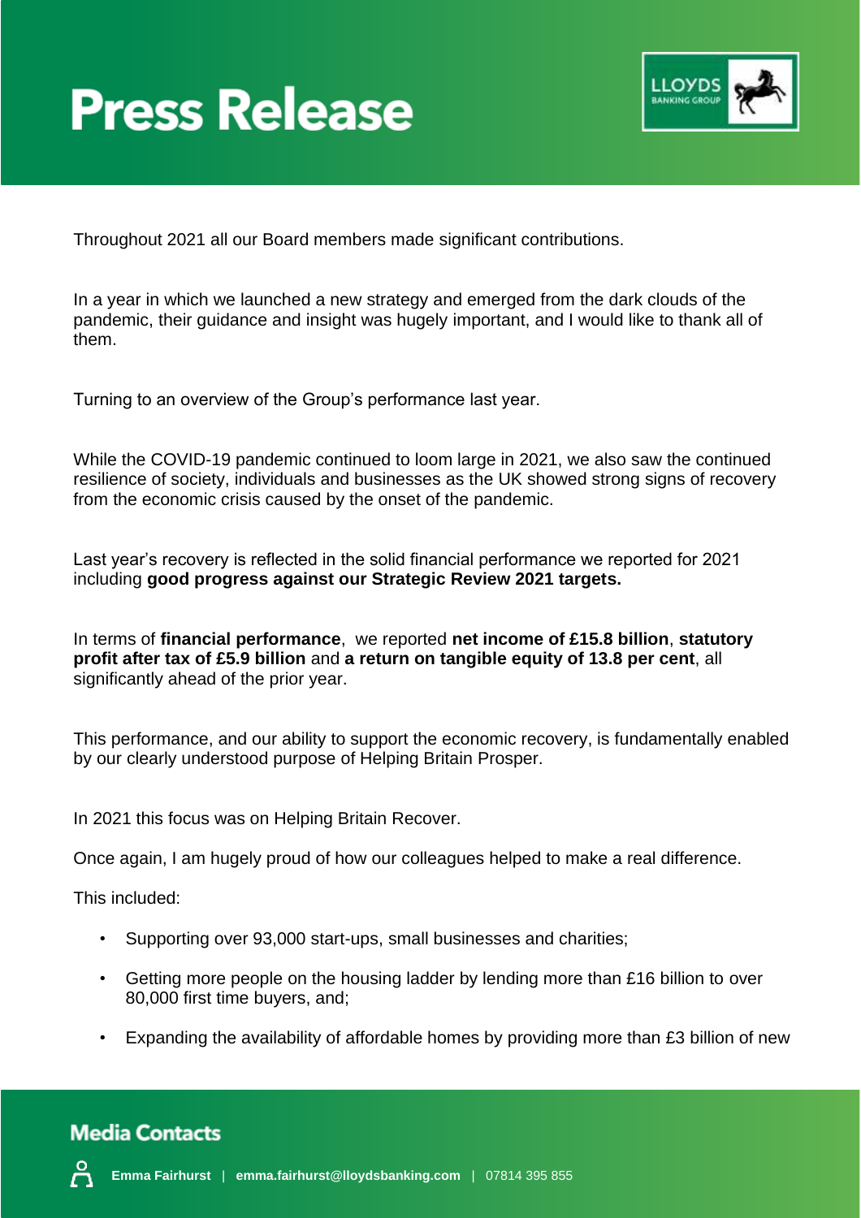Throughout 2021 all our Board members made significant contributions.

In a year in which we launched a new strategy and emerged from the dark clouds of the pandemic, their guidance and insight was hugely important, and I would like to thank all of them.

Turning to an overview of the Group's performance last year.

While the COVID-19 pandemic continued to loom large in 2021, we also saw the continued resilience of society, individuals and businesses as the UK showed strong signs of recovery from the economic crisis caused by the onset of the pandemic.

Last year's recovery is reflected in the solid financial performance we reported for 2021 including **good progress against our Strategic Review 2021 targets.**

In terms of **financial performance**, we reported **net income of £15.8 billion**, **statutory profit after tax of £5.9 billion** and **a return on tangible equity of 13.8 per cent**, all significantly ahead of the prior year.

This performance, and our ability to support the economic recovery, is fundamentally enabled by our clearly understood purpose of Helping Britain Prosper.

In 2021 this focus was on Helping Britain Recover.

Once again, I am hugely proud of how our colleagues helped to make a real difference.

This included:

- Supporting over 93,000 start-ups, small businesses and charities;
- Getting more people on the housing ladder by lending more than £16 billion to over 80,000 first time buyers, and;
- Expanding the availability of affordable homes by providing more than £3 billion of new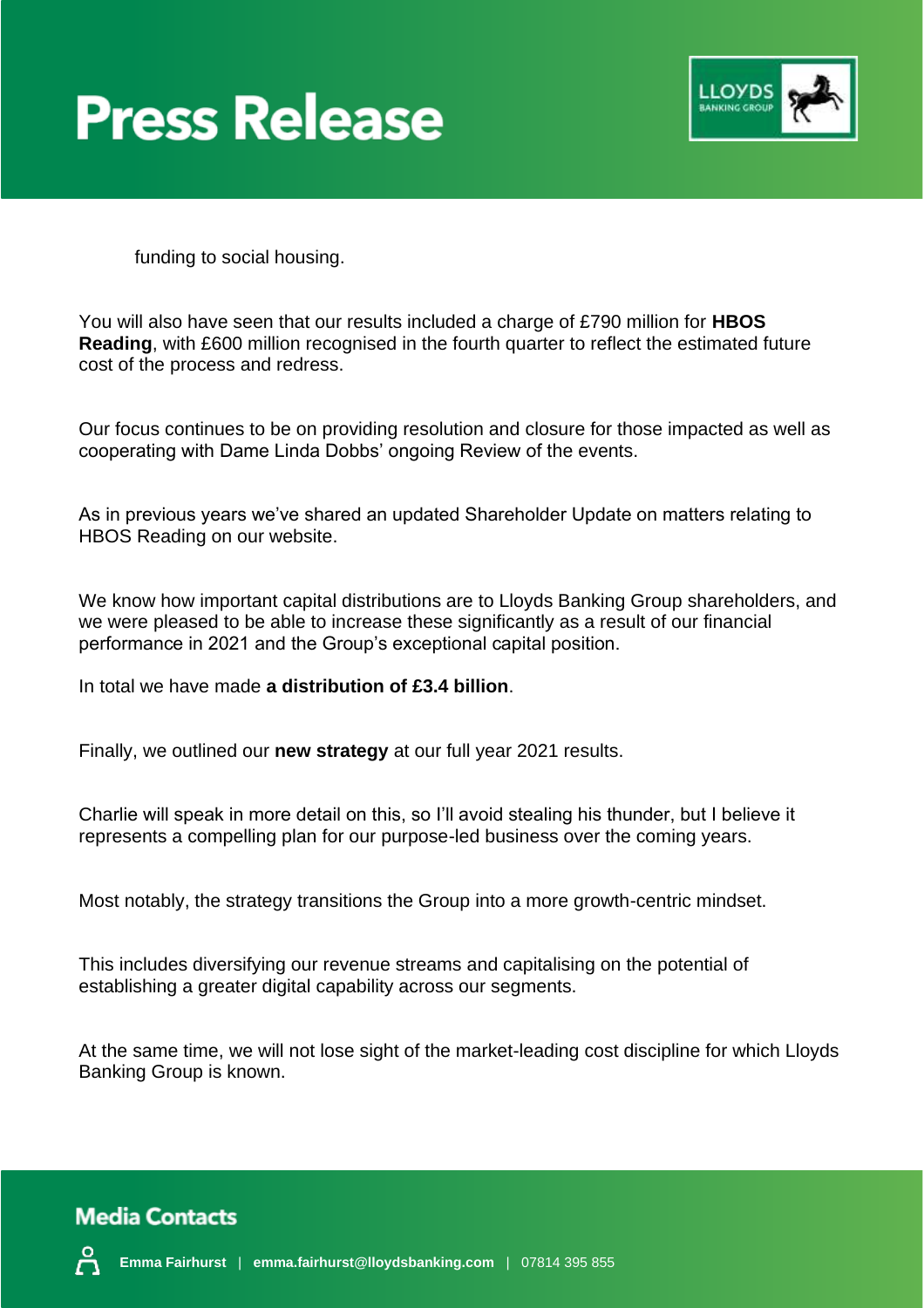funding to social housing.

You will also have seen that our results included a charge of £790 million for **HBOS Reading**, with £600 million recognised in the fourth quarter to reflect the estimated future cost of the process and redress.

Our focus continues to be on providing resolution and closure for those impacted as well as cooperating with Dame Linda Dobbs' ongoing Review of the events.

As in previous years we've shared an updated Shareholder Update on matters relating to HBOS Reading on our website.

We know how important capital distributions are to Lloyds Banking Group shareholders, and we were pleased to be able to increase these significantly as a result of our financial performance in 2021 and the Group's exceptional capital position.

In total we have made **a distribution of £3.4 billion**.

Finally, we outlined our **new strategy** at our full year 2021 results.

Charlie will speak in more detail on this, so I'll avoid stealing his thunder, but I believe it represents a compelling plan for our purpose-led business over the coming years.

Most notably, the strategy transitions the Group into a more growth-centric mindset.

This includes diversifying our revenue streams and capitalising on the potential of establishing a greater digital capability across our segments.

At the same time, we will not lose sight of the market-leading cost discipline for which Lloyds Banking Group is known.

## Media Contacts

**Emma Fairhurst** | **emma.fairhurst@lloydsbanking.com** | 07814 395 855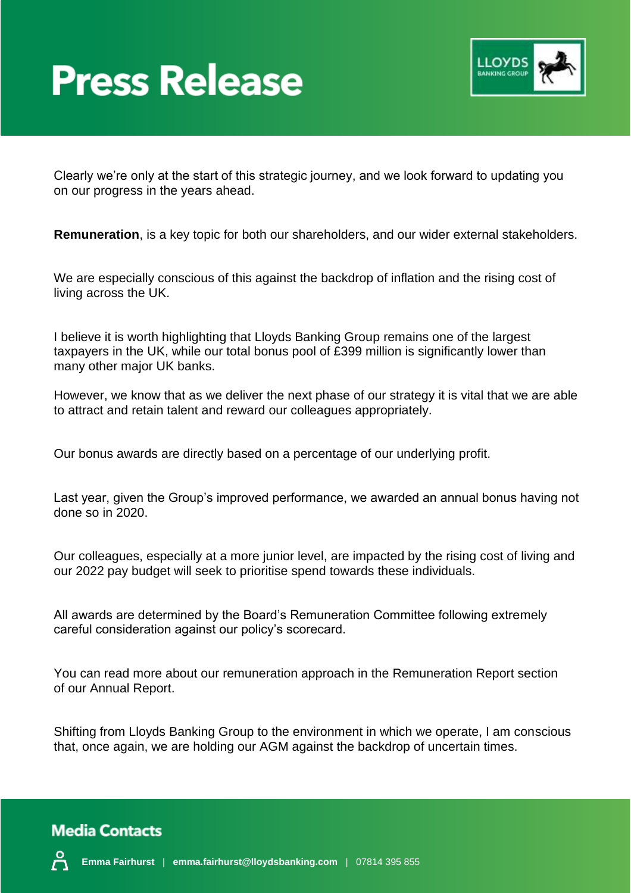Clearly we're only at the start of this strategic journey, and we look forward to updating you on our progress in the years ahead.

**Remuneration**, is a key topic for both our shareholders, and our wider external stakeholders.

We are especially conscious of this against the backdrop of inflation and the rising cost of living across the UK.

I believe it is worth highlighting that Lloyds Banking Group remains one of the largest taxpayers in the UK, while our total bonus pool of £399 million is significantly lower than many other major UK banks.

However, we know that as we deliver the next phase of our strategy it is vital that we are able to attract and retain talent and reward our colleagues appropriately.

Our bonus awards are directly based on a percentage of our underlying profit.

Last year, given the Group's improved performance, we awarded an annual bonus having not done so in 2020.

Our colleagues, especially at a more junior level, are impacted by the rising cost of living and our 2022 pay budget will seek to prioritise spend towards these individuals.

All awards are determined by the Board's Remuneration Committee following extremely careful consideration against our policy's scorecard.

You can read more about our remuneration approach in the Remuneration Report section of our Annual Report.

Shifting from Lloyds Banking Group to the environment in which we operate, I am conscious that, once again, we are holding our AGM against the backdrop of uncertain times.

## Media Contacts

**Emma Fairhurst** | **emma.fairhurst@lloydsbanking.com** | 07814 395 855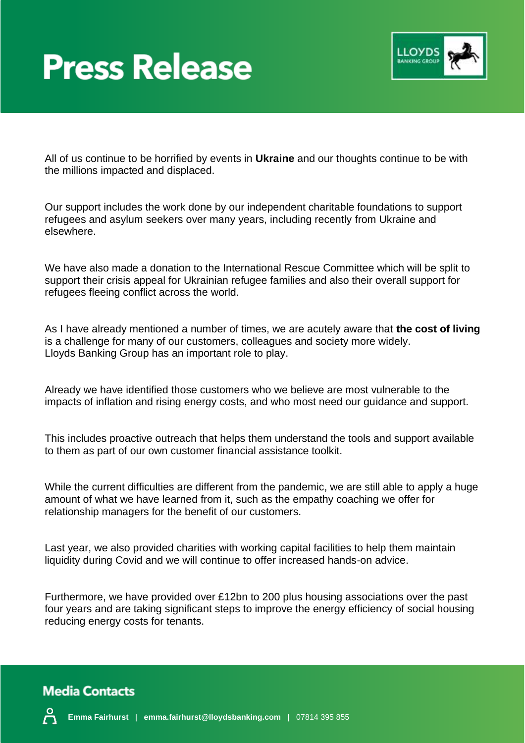# Press Release

All of us continue to be horrified by events in **Ukraine** and our thoughts continue to be with the millions impacted and displaced.

Our support includes the work done by our independent charitable foundations to support refugees and asylum seekers over many years, including recently from Ukraine and elsewhere.

We have also made a donation to the International Rescue Committee which will be split to support their crisis appeal for Ukrainian refugee families and also their overall support for refugees fleeing conflict across the world.

As I have already mentioned a number of times, we are acutely aware that **the cost of living** is a challenge for many of our customers, colleagues and society more widely. Lloyds Banking Group has an important role to play.

Already we have identified those customers who we believe are most vulnerable to the impacts of inflation and rising energy costs, and who most need our guidance and support.

This includes proactive outreach that helps them understand the tools and support available to them as part of our own customer financial assistance toolkit.

While the current difficulties are different from the pandemic, we are still able to apply a huge amount of what we have learned from it, such as the empathy coaching we offer for relationship managers for the benefit of our customers.

Last year, we also provided charities with working capital facilities to help them maintain liquidity during Covid and we will continue to offer increased hands-on advice.

Furthermore, we have provided over £12bn to 200 plus housing associations over the past four years and are taking significant steps to improve the energy efficiency of social housing reducing energy costs for tenants.

## Media Contacts

**Emma Fairhurst** | **emma.fairhurst@lloydsbanking.com** | 07814 395 855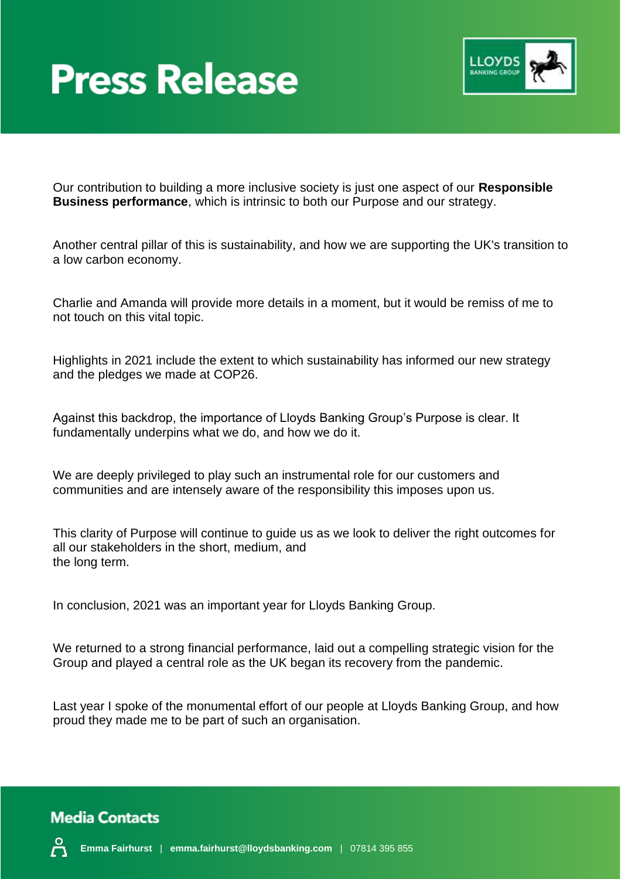# Press Release

Our contribution to building a more inclusive society is just one aspect of our **Responsible Business performance**, which is intrinsic to both our Purpose and our strategy.

Another central pillar of this is sustainability, and how we are supporting the UK's transition to a low carbon economy.

Charlie and Amanda will provide more details in a moment, but it would be remiss of me to not touch on this vital topic.

Highlights in 2021 include the extent to which sustainability has informed our new strategy and the pledges we made at COP26.

Against this backdrop, the importance of Lloyds Banking Group's Purpose is clear. It fundamentally underpins what we do, and how we do it.

We are deeply privileged to play such an instrumental role for our customers and communities and are intensely aware of the responsibility this imposes upon us.

This clarity of Purpose will continue to guide us as we look to deliver the right outcomes for all our stakeholders in the short, medium, and the long term.

In conclusion, 2021 was an important year for Lloyds Banking Group.

We returned to a strong financial performance, laid out a compelling strategic vision for the Group and played a central role as the UK began its recovery from the pandemic.

Last year I spoke of the monumental effort of our people at Lloyds Banking Group, and how proud they made me to be part of such an organisation.

## Media Contacts

**Emma Fairhurst** | **emma.fairhurst@lloydsbanking.com** | 07814 395 855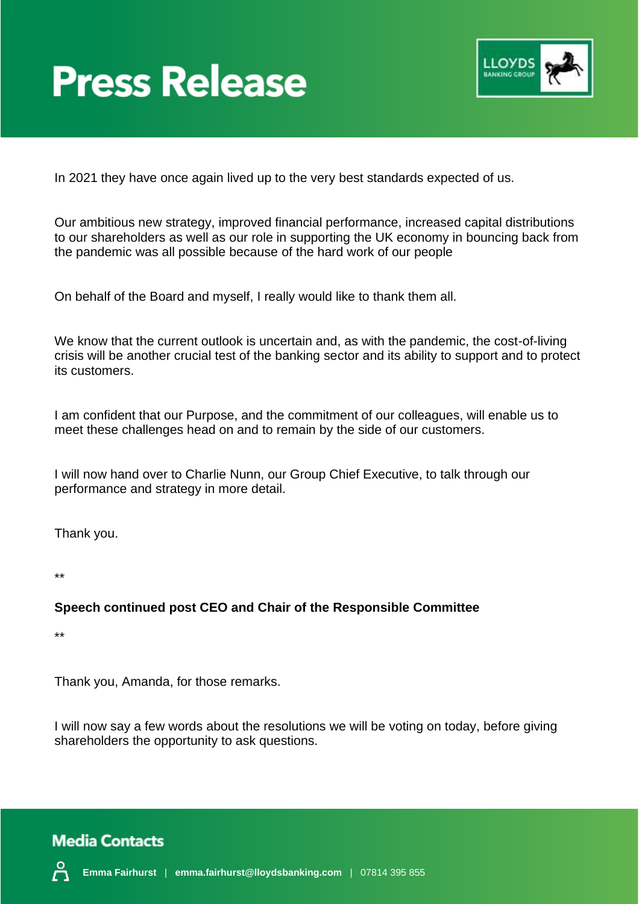In 2021 they have once again lived up to the very best standards expected of us.

Our ambitious new strategy, improved financial performance, increased capital distributions to our shareholders as well as our role in supporting the UK economy in bouncing back from the pandemic was all possible because of the hard work of our people

On behalf of the Board and myself, I really would like to thank them all.

We know that the current outlook is uncertain and, as with the pandemic, the cost-of-living crisis will be another crucial test of the banking sector and its ability to support and to protect its customers.

I am confident that our Purpose, and the commitment of our colleagues, will enable us to meet these challenges head on and to remain by the side of our customers.

I will now hand over to Charlie Nunn, our Group Chief Executive, to talk through our performance and strategy in more detail.

Thank you.

**

**Speech continued post CEO and Chair of the Responsible Committee**

**

Thank you, Amanda, for those remarks.

I will now say a few words about the resolutions we will be voting on today, before giving shareholders the opportunity to ask questions.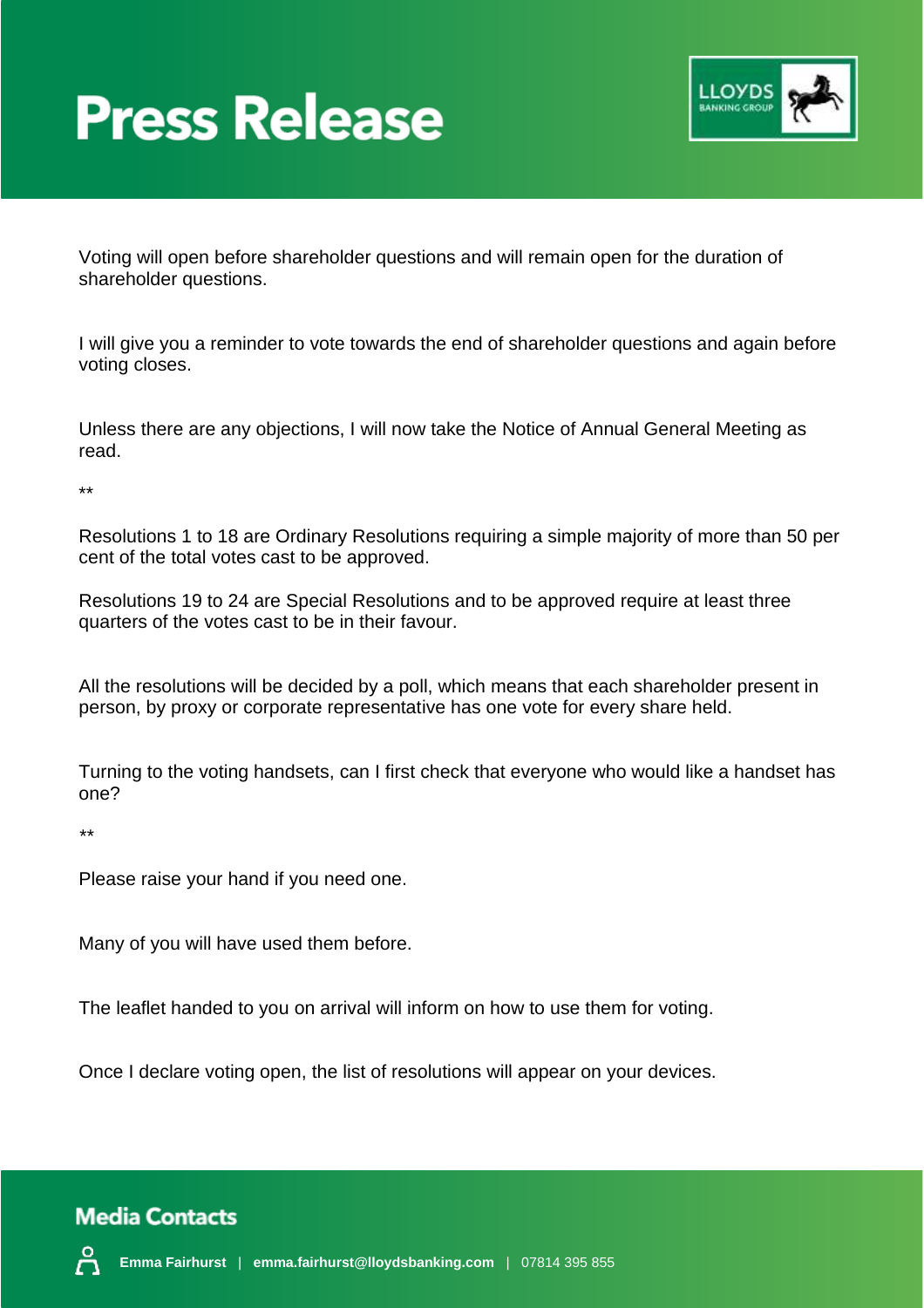Voting will open before shareholder questions and will remain open for the duration of shareholder questions.

I will give you a reminder to vote towards the end of shareholder questions and again before voting closes.

Unless there are any objections, I will now take the Notice of Annual General Meeting as read.

**

Resolutions 1 to 18 are Ordinary Resolutions requiring a simple majority of more than 50 per cent of the total votes cast to be approved.

Resolutions 19 to 24 are Special Resolutions and to be approved require at least three quarters of the votes cast to be in their favour.

All the resolutions will be decided by a poll, which means that each shareholder present in person, by proxy or corporate representative has one vote for every share held.

Turning to the voting handsets, can I first check that everyone who would like a handset has one?

**

Please raise your hand if you need one.

Many of you will have used them before.

The leaflet handed to you on arrival will inform on how to use them for voting.

Once I declare voting open, the list of resolutions will appear on your devices.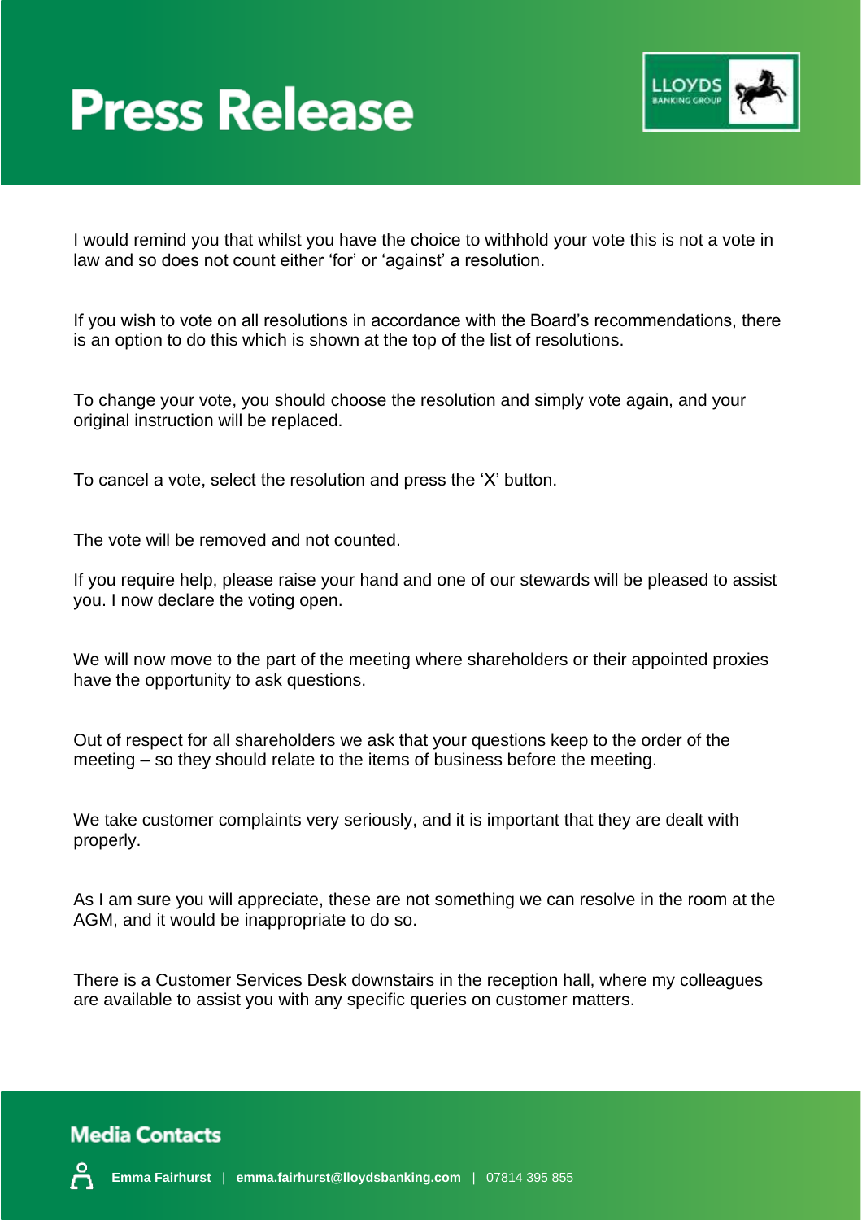# Press Release

I would remind you that whilst you have the choice to withhold your vote this is not a vote in law and so does not count either 'for' or 'against' a resolution.

If you wish to vote on all resolutions in accordance with the Board's recommendations, there is an option to do this which is shown at the top of the list of resolutions.

To change your vote, you should choose the resolution and simply vote again, and your original instruction will be replaced.

To cancel a vote, select the resolution and press the 'X' button.

The vote will be removed and not counted.

If you require help, please raise your hand and one of our stewards will be pleased to assist you. I now declare the voting open.

We will now move to the part of the meeting where shareholders or their appointed proxies have the opportunity to ask questions.

Out of respect for all shareholders we ask that your questions keep to the order of the meeting – so they should relate to the items of business before the meeting.

We take customer complaints very seriously, and it is important that they are dealt with properly.

As I am sure you will appreciate, these are not something we can resolve in the room at the AGM, and it would be inappropriate to do so.

There is a Customer Services Desk downstairs in the reception hall, where my colleagues are available to assist you with any specific queries on customer matters.

## Media Contacts

**Emma Fairhurst** | **emma.fairhurst@lloydsbanking.com** | 07814 395 855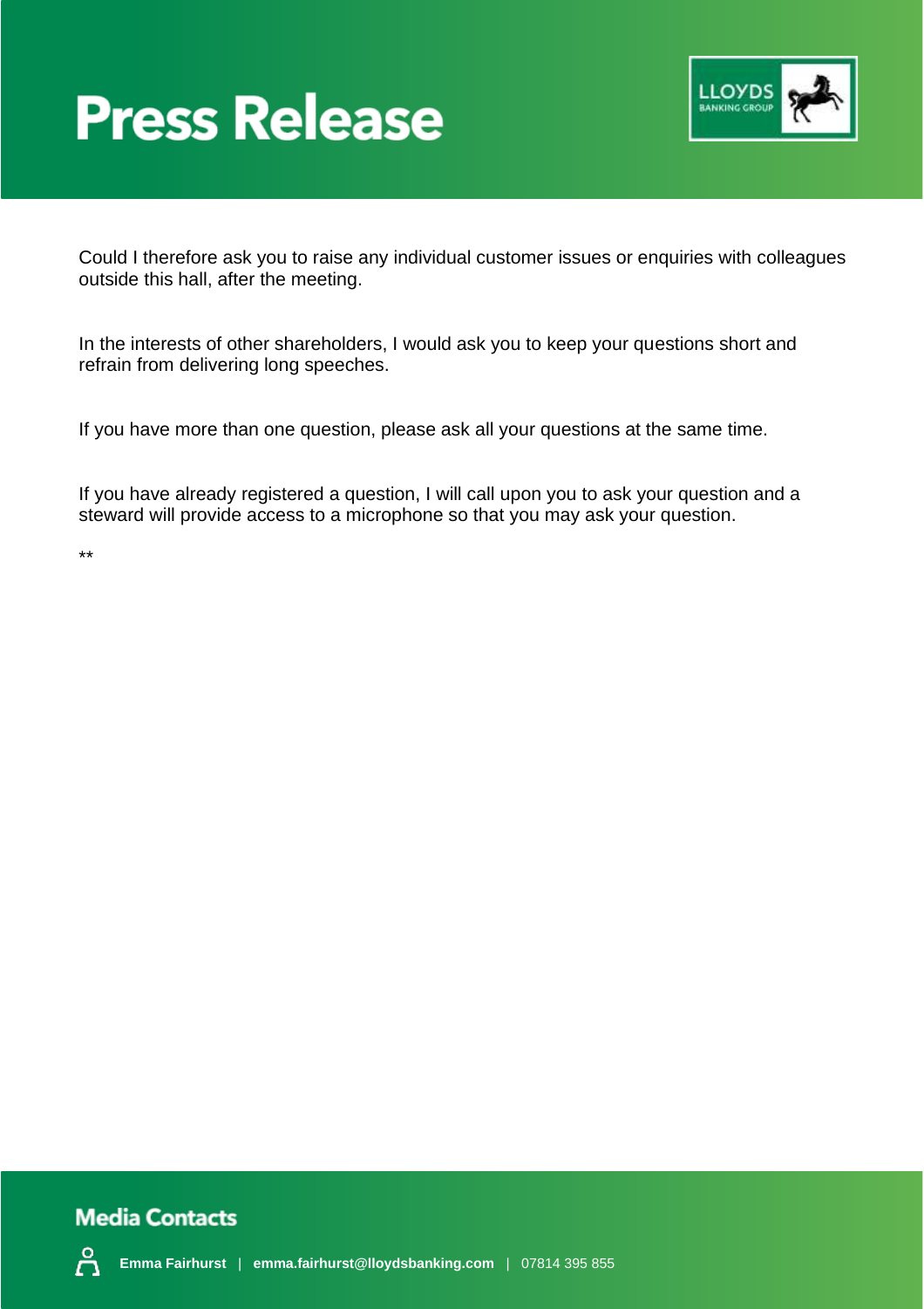Could I therefore ask you to raise any individual customer issues or enquiries with colleagues outside this hall, after the meeting.

In the interests of other shareholders, I would ask you to keep your questions short and refrain from delivering long speeches.

If you have more than one question, please ask all your questions at the same time.

If you have already registered a question, I will call upon you to ask your question and a steward will provide access to a microphone so that you may ask your question.

**

## Media Contacts

**Emma Fairhurst** | **emma.fairhurst@lloydsbanking.com** | 07814 395 855